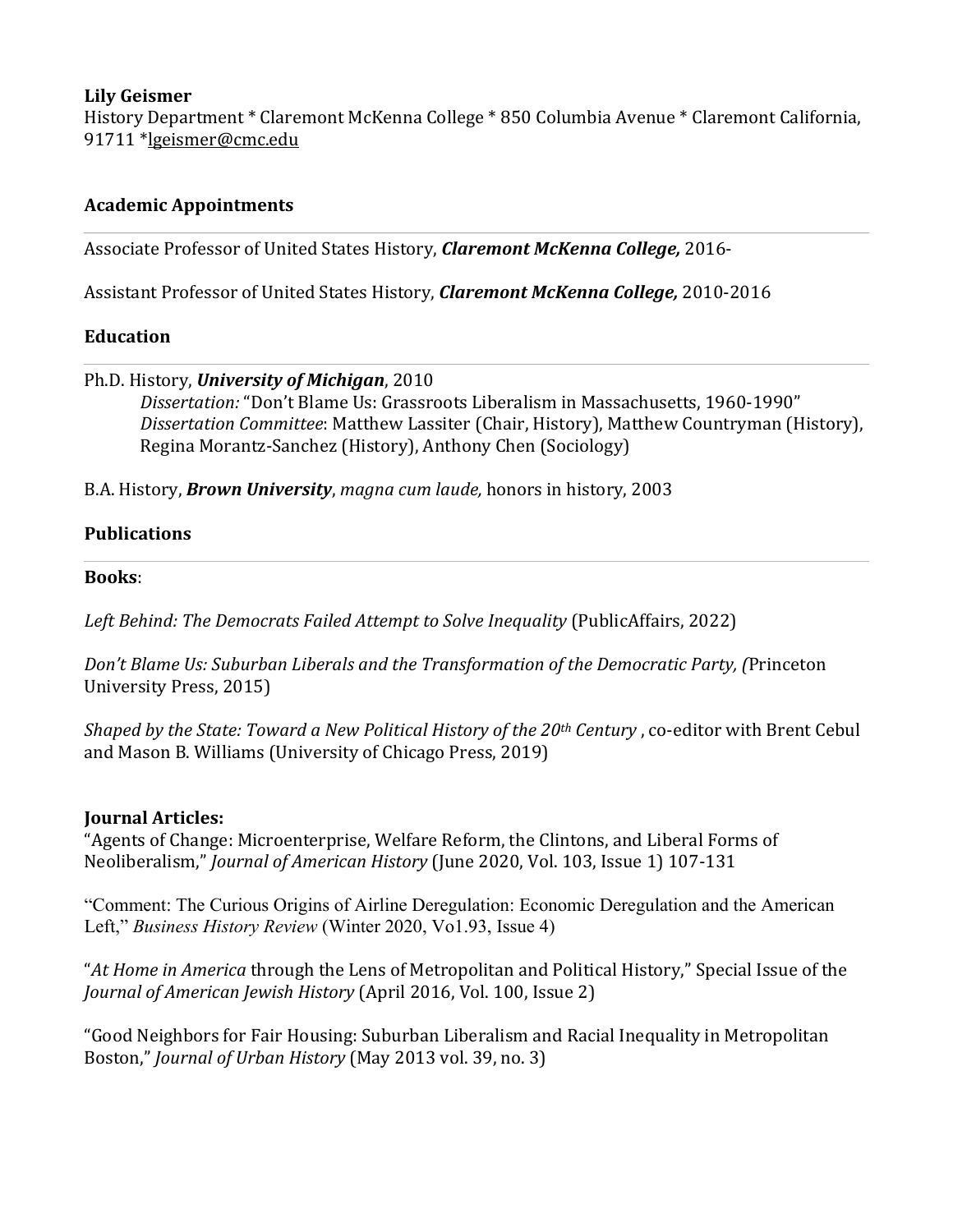**Lily Geismer**
History Department * Claremont McKenna College * 850 Columbia Avenue * Claremont California, 91711 *lgeismer@cmc.edu

## Academic Appointments

Associate Professor of United States History, ***Claremont McKenna College,*** 2016-

Assistant Professor of United States History, ***Claremont McKenna College,*** 2010-2016

## Education

Ph.D. History, ***University of Michigan***, 2010
*Dissertation:* "Don't Blame Us: Grassroots Liberalism in Massachusetts, 1960-1990"
*Dissertation Committee*: Matthew Lassiter (Chair, History), Matthew Countryman (History), Regina Morantz-Sanchez (History), Anthony Chen (Sociology)

B.A. History, ***Brown University***, *magna cum laude,* honors in history, 2003

## Publications

### Books:

*Left Behind: The Democrats Failed Attempt to Solve Inequality* (PublicAffairs, 2022)

*Don't Blame Us: Suburban Liberals and the Transformation of the Democratic Party, (*Princeton University Press, 2015)

*Shaped by the State: Toward a New Political History of the 20th Century* , co-editor with Brent Cebul and Mason B. Williams (University of Chicago Press, 2019)

### Journal Articles:

"Agents of Change: Microenterprise, Welfare Reform, the Clintons, and Liberal Forms of Neoliberalism," *Journal of American History* (June 2020, Vol. 103, Issue 1) 107-131

"Comment: The Curious Origins of Airline Deregulation: Economic Deregulation and the American Left," *Business History Review* (Winter 2020, Vo1.93, Issue 4)

"*At Home in America* through the Lens of Metropolitan and Political History," Special Issue of the *Journal of American Jewish History* (April 2016, Vol. 100, Issue 2)

"Good Neighbors for Fair Housing: Suburban Liberalism and Racial Inequality in Metropolitan Boston," *Journal of Urban History* (May 2013 vol. 39, no. 3)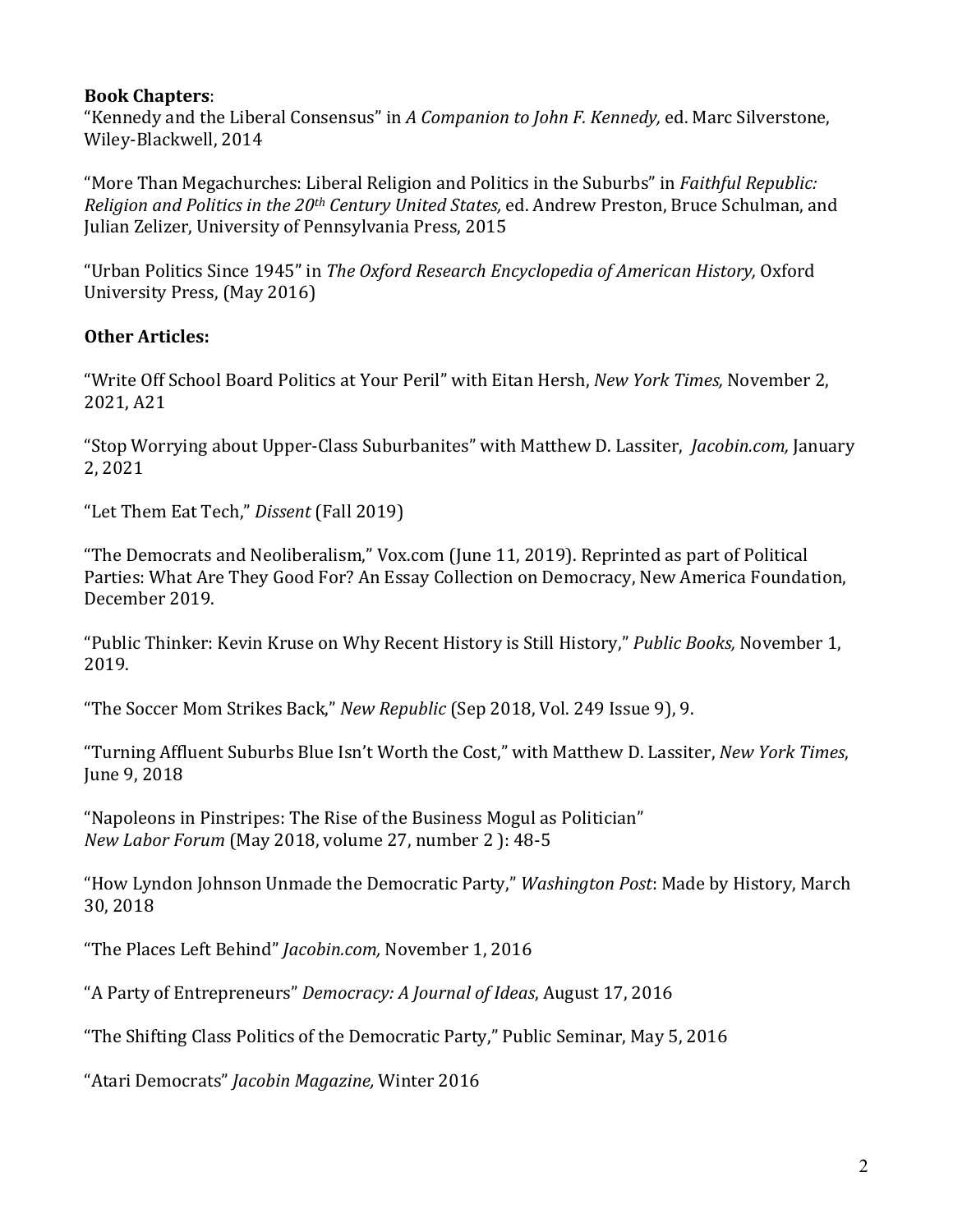**Book Chapters**:

"Kennedy and the Liberal Consensus" in *A Companion to John F. Kennedy,* ed. Marc Silverstone, Wiley-Blackwell, 2014

"More Than Megachurches: Liberal Religion and Politics in the Suburbs" in *Faithful Republic: Religion and Politics in the 20th Century United States,* ed. Andrew Preston, Bruce Schulman, and Julian Zelizer, University of Pennsylvania Press, 2015

"Urban Politics Since 1945" in *The Oxford Research Encyclopedia of American History,* Oxford University Press, (May 2016)

**Other Articles:**

"Write Off School Board Politics at Your Peril" with Eitan Hersh, *New York Times,* November 2, 2021, A21

"Stop Worrying about Upper-Class Suburbanites" with Matthew D. Lassiter, *Jacobin.com,* January 2, 2021

"Let Them Eat Tech," *Dissent* (Fall 2019)

"The Democrats and Neoliberalism," Vox.com (June 11, 2019). Reprinted as part of Political Parties: What Are They Good For? An Essay Collection on Democracy, New America Foundation, December 2019.

"Public Thinker: Kevin Kruse on Why Recent History is Still History," *Public Books,* November 1, 2019.

"The Soccer Mom Strikes Back," *New Republic* (Sep 2018, Vol. 249 Issue 9), 9.

"Turning Affluent Suburbs Blue Isn't Worth the Cost," with Matthew D. Lassiter, *New York Times*, June 9, 2018

"Napoleons in Pinstripes: The Rise of the Business Mogul as Politician" *New Labor Forum* (May 2018, volume 27, number 2 ): 48-5

"How Lyndon Johnson Unmade the Democratic Party," *Washington Post*: Made by History, March 30, 2018

"The Places Left Behind" *Jacobin.com,* November 1, 2016

"A Party of Entrepreneurs" *Democracy: A Journal of Ideas*, August 17, 2016

"The Shifting Class Politics of the Democratic Party," Public Seminar, May 5, 2016

"Atari Democrats" *Jacobin Magazine,* Winter 2016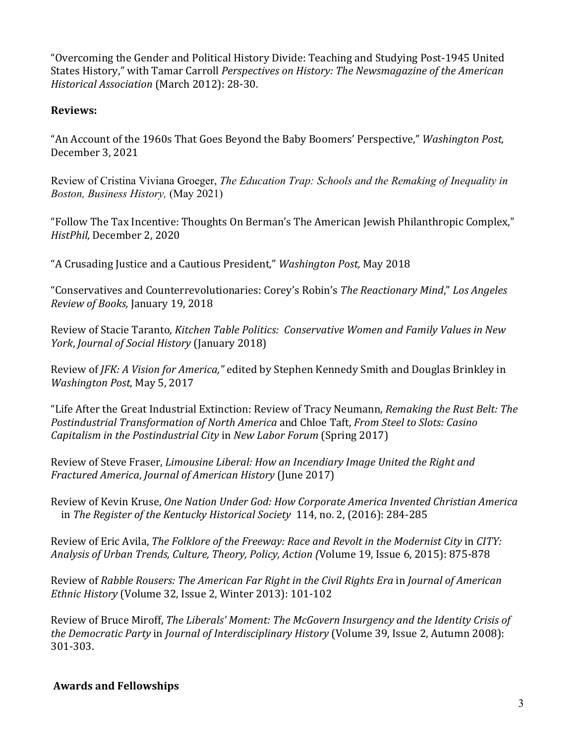"Overcoming the Gender and Political History Divide: Teaching and Studying Post-1945 United States History," with Tamar Carroll *Perspectives on History: The Newsmagazine of the American Historical Association* (March 2012): 28-30.

**Reviews:**

"An Account of the 1960s That Goes Beyond the Baby Boomers' Perspective," *Washington Post,* December 3, 2021

Review of Cristina Viviana Groeger, *The Education Trap: Schools and the Remaking of Inequality in Boston, Business History,* (May 2021)

"Follow The Tax Incentive: Thoughts On Berman's The American Jewish Philanthropic Complex," *HistPhil,* December 2, 2020

"A Crusading Justice and a Cautious President," *Washington Post,* May 2018

"Conservatives and Counterrevolutionaries: Corey's Robin's *The Reactionary Mind*," *Los Angeles Review of Books,* January 19, 2018

Review of Stacie Taranto, *Kitchen Table Politics: Conservative Women and Family Values in New York*, *Journal of Social History* (January 2018)

Review of *JFK: A Vision for America,"* edited by Stephen Kennedy Smith and Douglas Brinkley in *Washington Post*, May 5, 2017

"Life After the Great Industrial Extinction: Review of Tracy Neumann, *Remaking the Rust Belt: The Postindustrial Transformation of North America* and Chloe Taft, *From Steel to Slots: Casino Capitalism in the Postindustrial City* in *New Labor Forum* (Spring 2017)

Review of Steve Fraser, *Limousine Liberal: How an Incendiary Image United the Right and Fractured America*, *Journal of American History* (June 2017)

Review of Kevin Kruse, *One Nation Under God: How Corporate America Invented Christian America* in *The Register of the Kentucky Historical Society* 114, no. 2, (2016): 284-285

Review of Eric Avila, *The Folklore of the Freeway: Race and Revolt in the Modernist City* in *CITY: Analysis of Urban Trends, Culture, Theory, Policy, Action (*Volume 19, Issue 6, 2015): 875-878

Review of *Rabble Rousers: The American Far Right in the Civil Rights Era* in *Journal of American Ethnic History* (Volume 32, Issue 2, Winter 2013): 101-102

Review of Bruce Miroff, *The Liberals' Moment: The McGovern Insurgency and the Identity Crisis of the Democratic Party* in *Journal of Interdisciplinary History* (Volume 39, Issue 2, Autumn 2008): 301-303.

**Awards and Fellowships**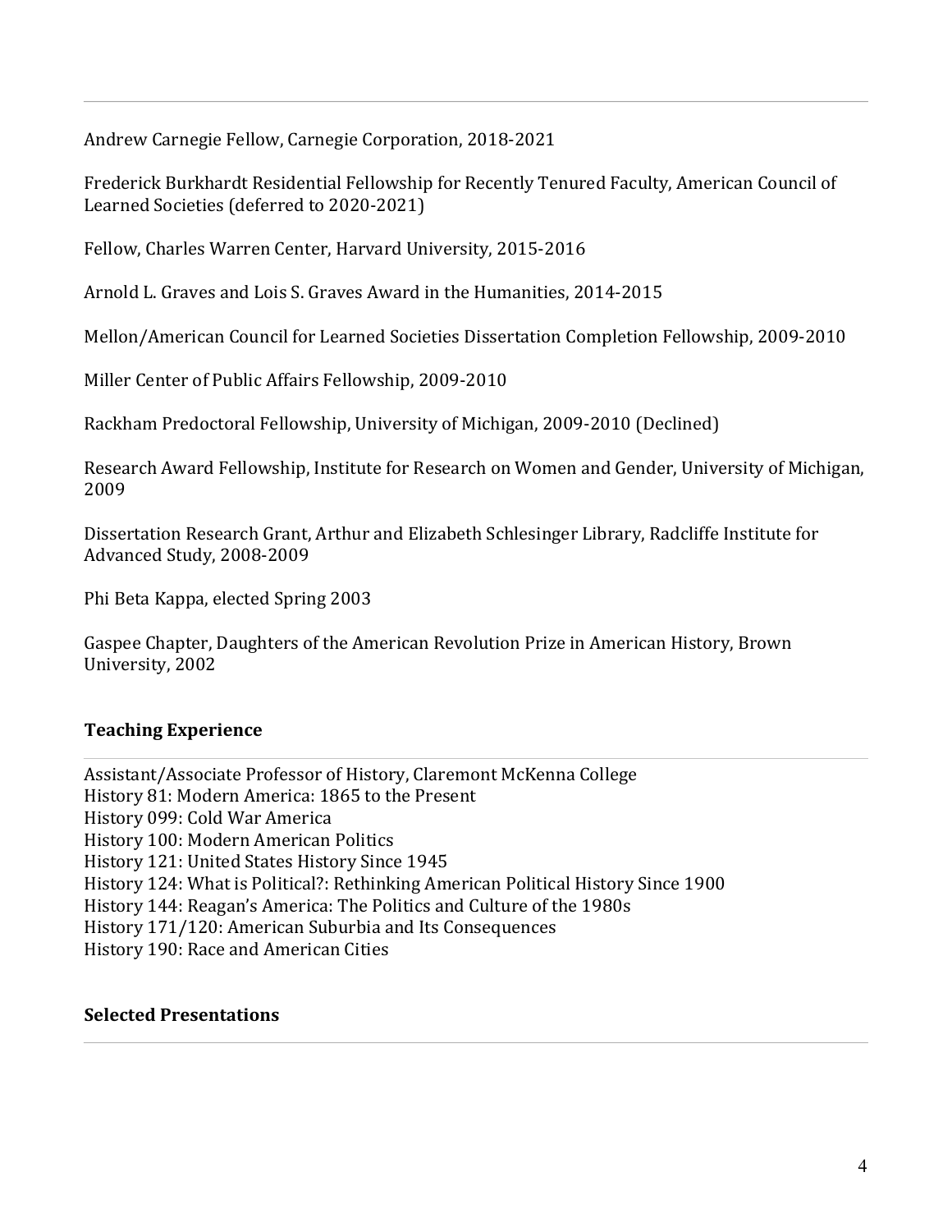Andrew Carnegie Fellow, Carnegie Corporation, 2018-2021

Frederick Burkhardt Residential Fellowship for Recently Tenured Faculty, American Council of Learned Societies (deferred to 2020-2021)

Fellow, Charles Warren Center, Harvard University, 2015-2016

Arnold L. Graves and Lois S. Graves Award in the Humanities, 2014-2015

Mellon/American Council for Learned Societies Dissertation Completion Fellowship, 2009-2010

Miller Center of Public Affairs Fellowship, 2009-2010

Rackham Predoctoral Fellowship, University of Michigan, 2009-2010 (Declined)

Research Award Fellowship, Institute for Research on Women and Gender, University of Michigan, 2009

Dissertation Research Grant, Arthur and Elizabeth Schlesinger Library, Radcliffe Institute for Advanced Study, 2008-2009

Phi Beta Kappa, elected Spring 2003

Gaspee Chapter, Daughters of the American Revolution Prize in American History, Brown University, 2002

## Teaching Experience

Assistant/Associate Professor of History, Claremont McKenna College
History 81: Modern America: 1865 to the Present
History 099: Cold War America
History 100: Modern American Politics
History 121: United States History Since 1945
History 124: What is Political?: Rethinking American Political History Since 1900
History 144: Reagan's America: The Politics and Culture of the 1980s
History 171/120: American Suburbia and Its Consequences
History 190: Race and American Cities

## Selected Presentations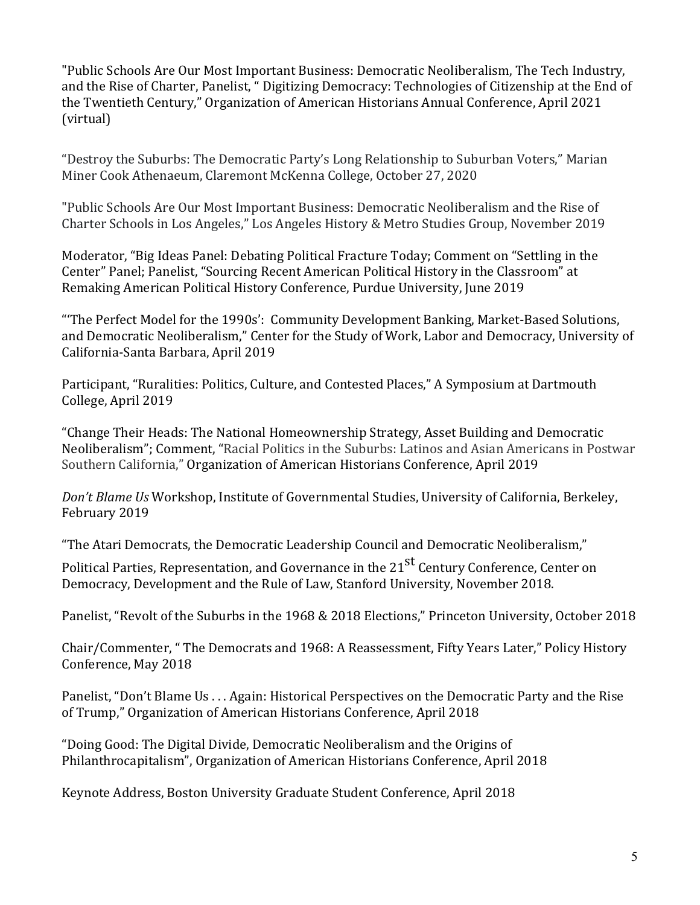"Public Schools Are Our Most Important Business: Democratic Neoliberalism, The Tech Industry, and the Rise of Charter, Panelist, " Digitizing Democracy: Technologies of Citizenship at the End of the Twentieth Century," Organization of American Historians Annual Conference, April 2021 (virtual)

"Destroy the Suburbs: The Democratic Party's Long Relationship to Suburban Voters," Marian Miner Cook Athenaeum, Claremont McKenna College, October 27, 2020

"Public Schools Are Our Most Important Business: Democratic Neoliberalism and the Rise of Charter Schools in Los Angeles," Los Angeles History & Metro Studies Group, November 2019

Moderator, "Big Ideas Panel: Debating Political Fracture Today; Comment on "Settling in the Center" Panel; Panelist, "Sourcing Recent American Political History in the Classroom" at Remaking American Political History Conference, Purdue University, June 2019

"'The Perfect Model for the 1990s': Community Development Banking, Market-Based Solutions, and Democratic Neoliberalism," Center for the Study of Work, Labor and Democracy, University of California-Santa Barbara, April 2019

Participant, "Ruralities: Politics, Culture, and Contested Places," A Symposium at Dartmouth College, April 2019

"Change Their Heads: The National Homeownership Strategy, Asset Building and Democratic Neoliberalism"; Comment, "Racial Politics in the Suburbs: Latinos and Asian Americans in Postwar Southern California," Organization of American Historians Conference, April 2019

*Don't Blame Us* Workshop, Institute of Governmental Studies, University of California, Berkeley, February 2019

"The Atari Democrats, the Democratic Leadership Council and Democratic Neoliberalism," Political Parties, Representation, and Governance in the 21st Century Conference, Center on Democracy, Development and the Rule of Law, Stanford University, November 2018.

Panelist, "Revolt of the Suburbs in the 1968 & 2018 Elections," Princeton University, October 2018

Chair/Commenter, " The Democrats and 1968: A Reassessment, Fifty Years Later," Policy History Conference, May 2018

Panelist, "Don't Blame Us . . . Again: Historical Perspectives on the Democratic Party and the Rise of Trump," Organization of American Historians Conference, April 2018

"Doing Good: The Digital Divide, Democratic Neoliberalism and the Origins of Philanthrocapitalism", Organization of American Historians Conference, April 2018

Keynote Address, Boston University Graduate Student Conference, April 2018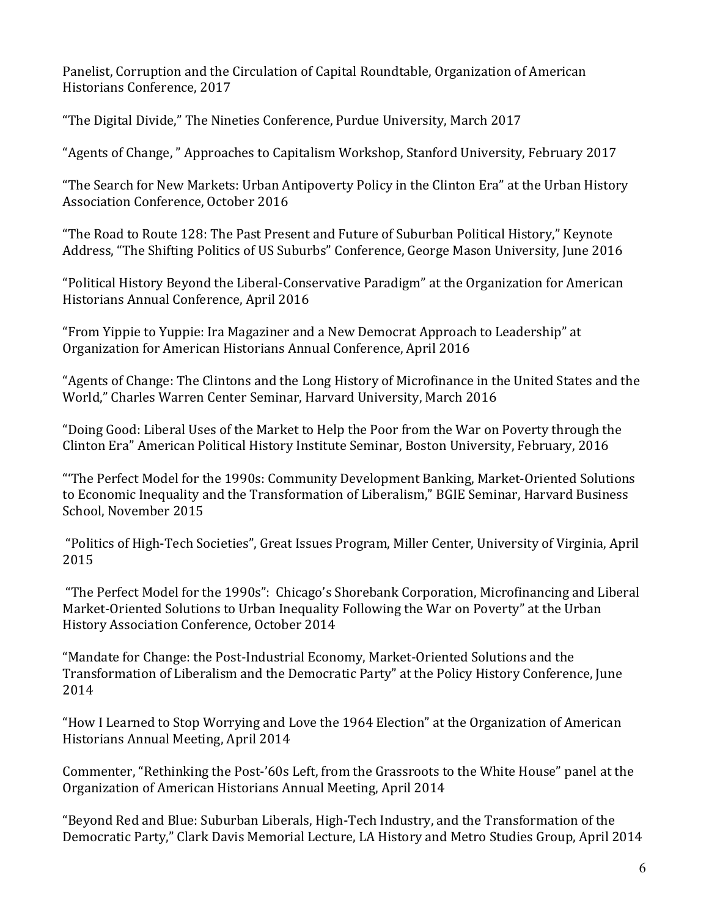Panelist, Corruption and the Circulation of Capital Roundtable, Organization of American Historians Conference, 2017

“The Digital Divide,” The Nineties Conference, Purdue University, March 2017

“Agents of Change, ” Approaches to Capitalism Workshop, Stanford University, February 2017

“The Search for New Markets: Urban Antipoverty Policy in the Clinton Era” at the Urban History Association Conference, October 2016

“The Road to Route 128: The Past Present and Future of Suburban Political History,” Keynote Address, “The Shifting Politics of US Suburbs” Conference, George Mason University, June 2016

“Political History Beyond the Liberal-Conservative Paradigm” at the Organization for American Historians Annual Conference, April 2016

“From Yippie to Yuppie: Ira Magaziner and a New Democrat Approach to Leadership” at Organization for American Historians Annual Conference, April 2016

“Agents of Change: The Clintons and the Long History of Microfinance in the United States and the World,” Charles Warren Center Seminar, Harvard University, March 2016

“Doing Good: Liberal Uses of the Market to Help the Poor from the War on Poverty through the Clinton Era” American Political History Institute Seminar, Boston University, February, 2016

“‘The Perfect Model for the 1990s: Community Development Banking, Market-Oriented Solutions to Economic Inequality and the Transformation of Liberalism,” BGIE Seminar, Harvard Business School, November 2015

“Politics of High-Tech Societies”, Great Issues Program, Miller Center, University of Virginia, April 2015

“The Perfect Model for the 1990s”: Chicago’s Shorebank Corporation, Microfinancing and Liberal Market-Oriented Solutions to Urban Inequality Following the War on Poverty” at the Urban History Association Conference, October 2014

“Mandate for Change: the Post-Industrial Economy, Market-Oriented Solutions and the Transformation of Liberalism and the Democratic Party” at the Policy History Conference, June 2014

“How I Learned to Stop Worrying and Love the 1964 Election” at the Organization of American Historians Annual Meeting, April 2014

Commenter, “Rethinking the Post-’60s Left, from the Grassroots to the White House” panel at the Organization of American Historians Annual Meeting, April 2014

“Beyond Red and Blue: Suburban Liberals, High-Tech Industry, and the Transformation of the Democratic Party,” Clark Davis Memorial Lecture, LA History and Metro Studies Group, April 2014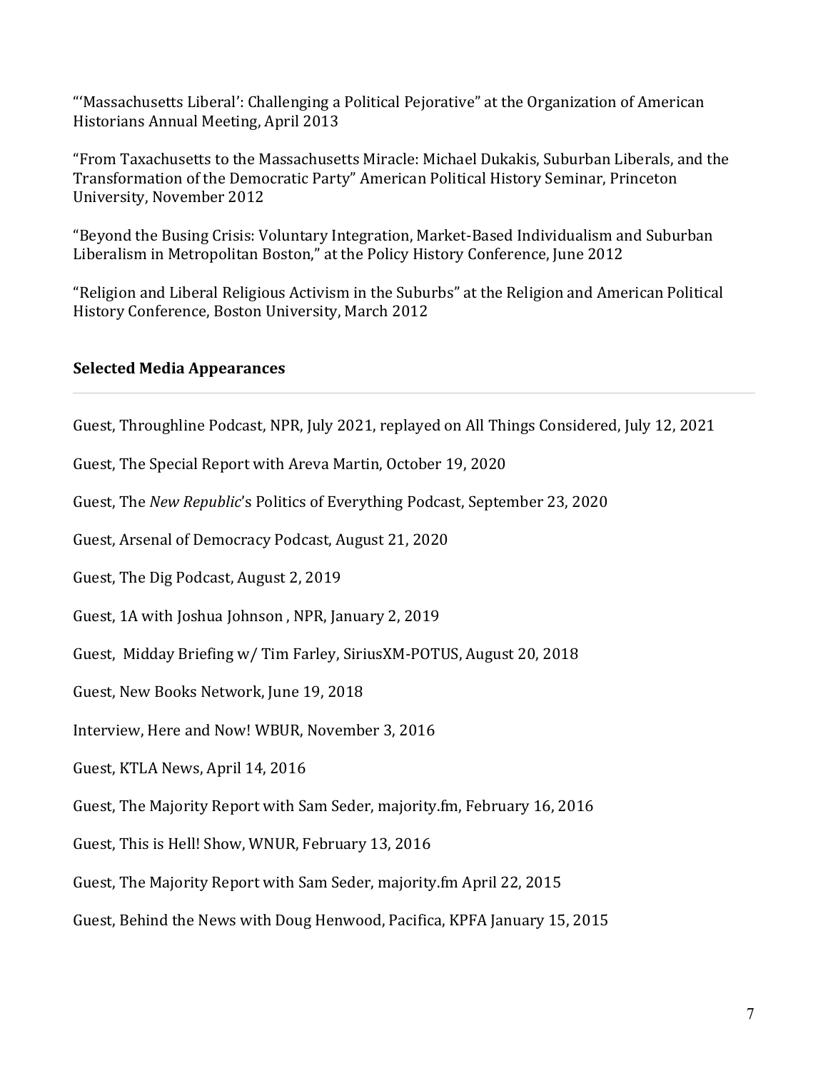"'Massachusetts Liberal': Challenging a Political Pejorative" at the Organization of American Historians Annual Meeting, April 2013

"From Taxachusetts to the Massachusetts Miracle: Michael Dukakis, Suburban Liberals, and the Transformation of the Democratic Party" American Political History Seminar, Princeton University, November 2012

"Beyond the Busing Crisis: Voluntary Integration, Market-Based Individualism and Suburban Liberalism in Metropolitan Boston," at the Policy History Conference, June 2012

"Religion and Liberal Religious Activism in the Suburbs" at the Religion and American Political History Conference, Boston University, March 2012

### Selected Media Appearances

---

Guest, Throughline Podcast, NPR, July 2021, replayed on All Things Considered, July 12, 2021

Guest, The Special Report with Areva Martin, October 19, 2020

Guest, The *New Republic*'s Politics of Everything Podcast, September 23, 2020

Guest, Arsenal of Democracy Podcast, August 21, 2020

Guest, The Dig Podcast, August 2, 2019

Guest, 1A with Joshua Johnson , NPR, January 2, 2019

Guest, Midday Briefing w/ Tim Farley, SiriusXM-POTUS, August 20, 2018

Guest, New Books Network, June 19, 2018

Interview, Here and Now! WBUR, November 3, 2016

Guest, KTLA News, April 14, 2016

Guest, The Majority Report with Sam Seder, majority.fm, February 16, 2016

Guest, This is Hell! Show, WNUR, February 13, 2016

Guest, The Majority Report with Sam Seder, majority.fm April 22, 2015

Guest, Behind the News with Doug Henwood, Pacifica, KPFA January 15, 2015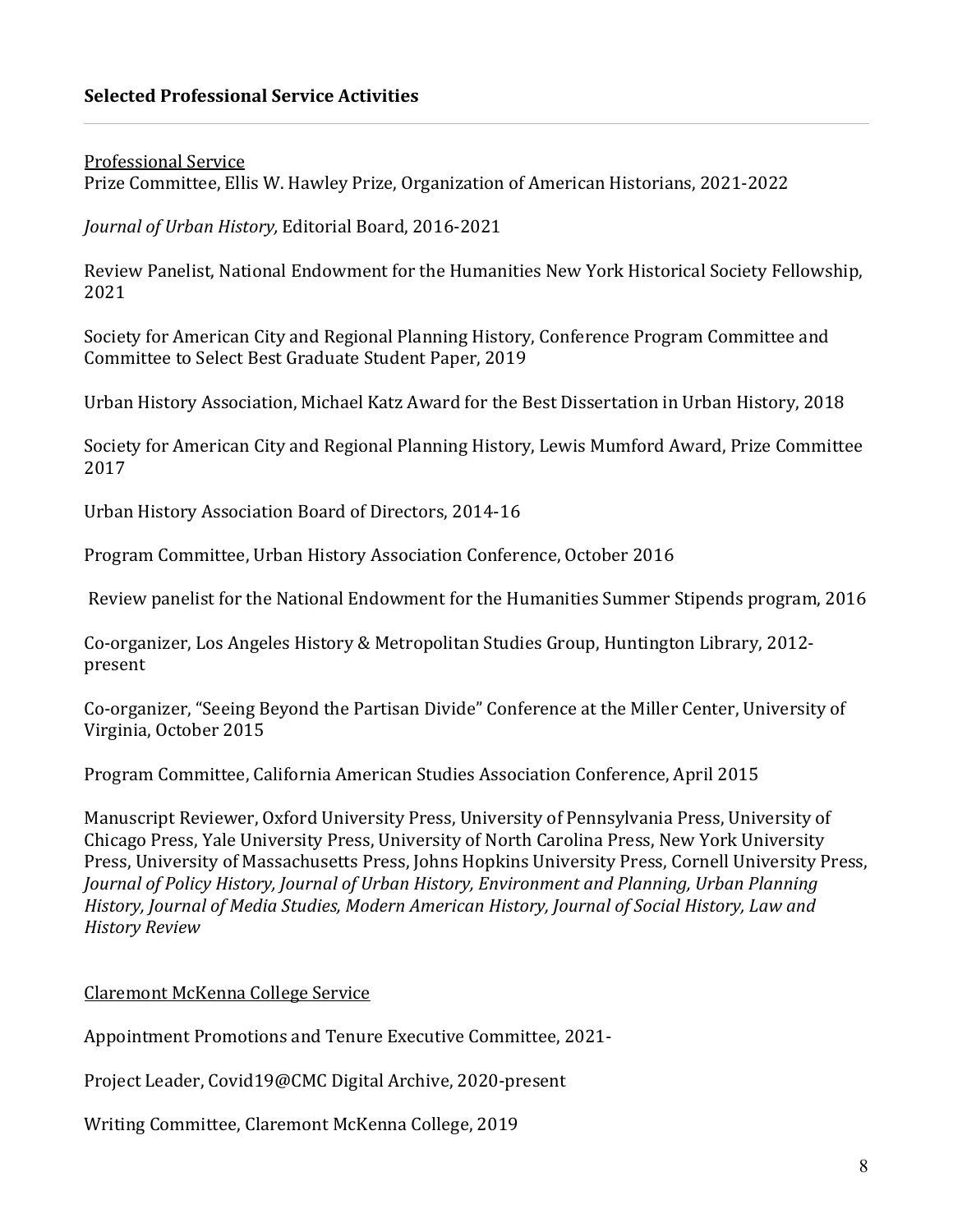## **Selected Professional Service Activities**

---

Professional Service

Prize Committee, Ellis W. Hawley Prize, Organization of American Historians, 2021-2022

*Journal of Urban History,* Editorial Board, 2016-2021

Review Panelist, National Endowment for the Humanities New York Historical Society Fellowship, 2021

Society for American City and Regional Planning History, Conference Program Committee and Committee to Select Best Graduate Student Paper, 2019

Urban History Association, Michael Katz Award for the Best Dissertation in Urban History, 2018

Society for American City and Regional Planning History, Lewis Mumford Award, Prize Committee 2017

Urban History Association Board of Directors, 2014-16

Program Committee, Urban History Association Conference, October 2016

Review panelist for the National Endowment for the Humanities Summer Stipends program, 2016

Co-organizer, Los Angeles History & Metropolitan Studies Group, Huntington Library, 2012-present

Co-organizer, "Seeing Beyond the Partisan Divide" Conference at the Miller Center, University of Virginia, October 2015

Program Committee, California American Studies Association Conference, April 2015

Manuscript Reviewer, Oxford University Press, University of Pennsylvania Press, University of Chicago Press, Yale University Press, University of North Carolina Press, New York University Press, University of Massachusetts Press, Johns Hopkins University Press, Cornell University Press, *Journal of Policy History, Journal of Urban History, Environment and Planning, Urban Planning History, Journal of Media Studies, Modern American History, Journal of Social History, Law and History Review*

Claremont McKenna College Service

Appointment Promotions and Tenure Executive Committee, 2021-

Project Leader, Covid19@CMC Digital Archive, 2020-present

Writing Committee, Claremont McKenna College, 2019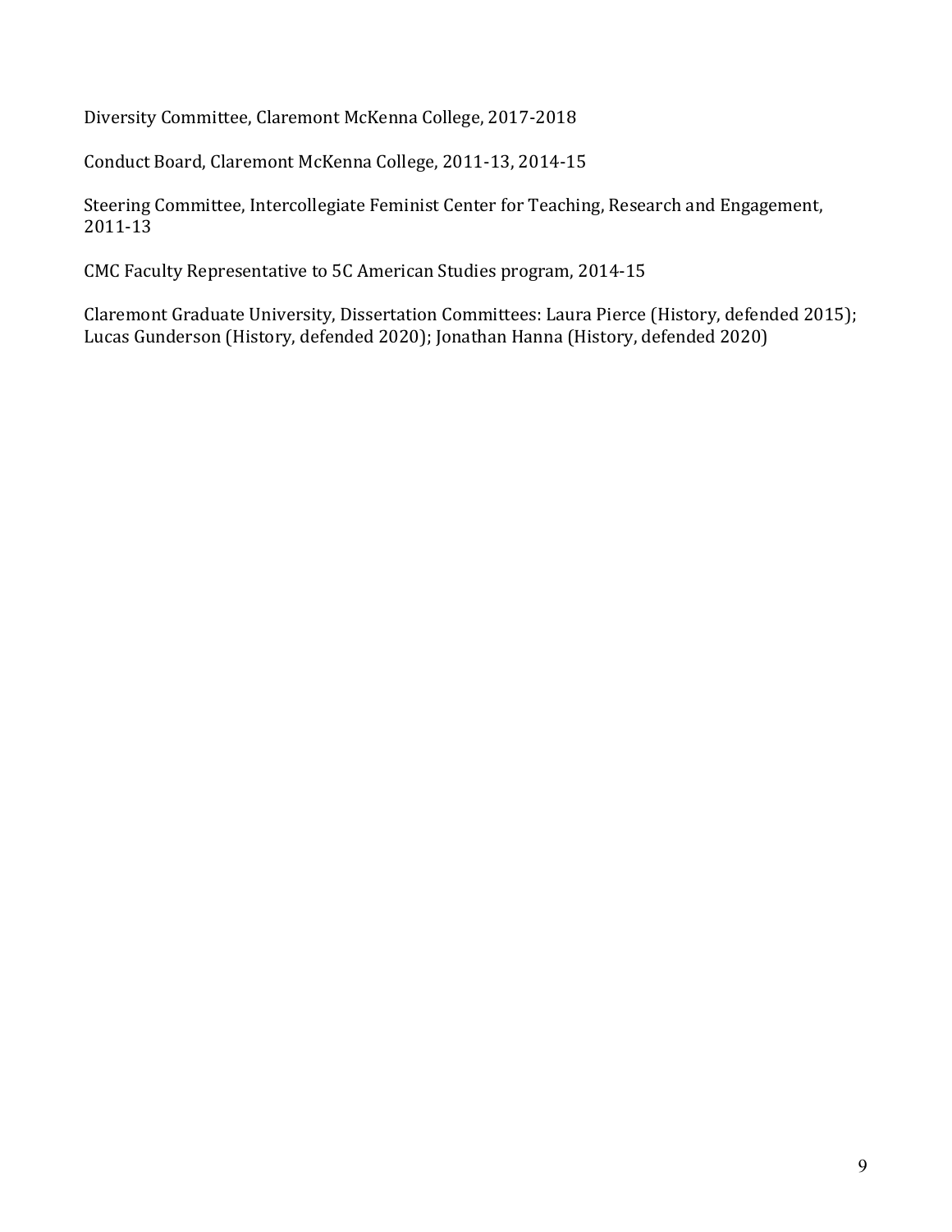Diversity Committee, Claremont McKenna College, 2017-2018

Conduct Board, Claremont McKenna College, 2011-13, 2014-15

Steering Committee, Intercollegiate Feminist Center for Teaching, Research and Engagement, 2011-13

CMC Faculty Representative to 5C American Studies program, 2014-15

Claremont Graduate University, Dissertation Committees: Laura Pierce (History, defended 2015); Lucas Gunderson (History, defended 2020); Jonathan Hanna (History, defended 2020)